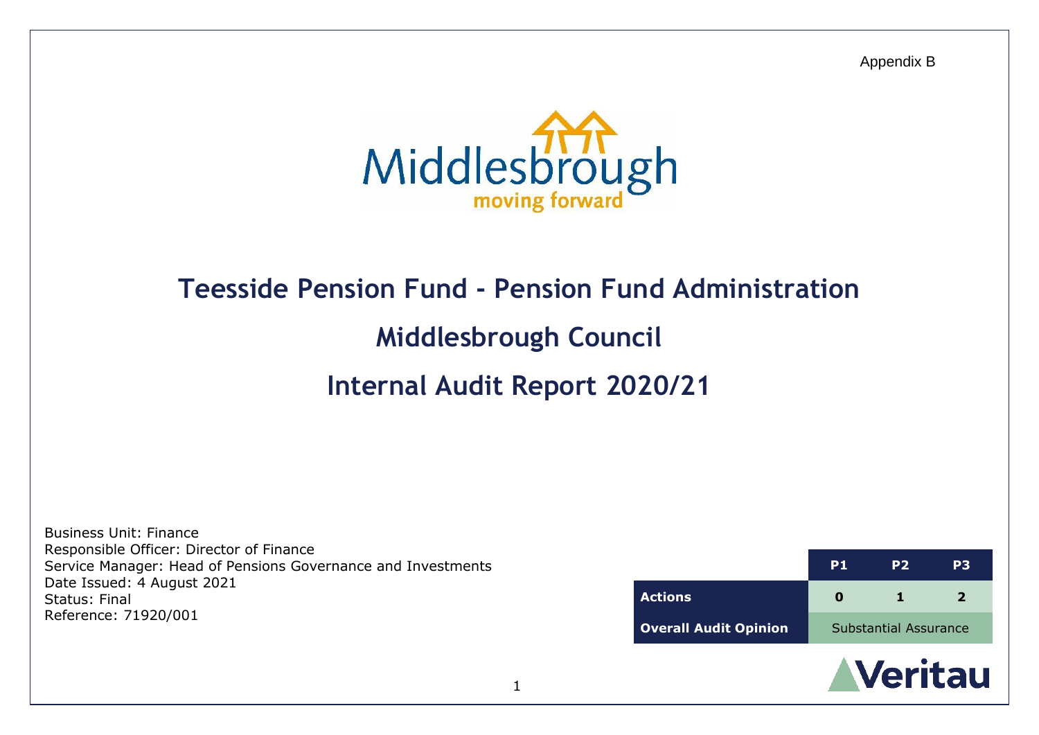Appendix B

Middlesbrough
moving forward

# Teesside Pension Fund - Pension Fund Administration

# Middlesbrough Council

# Internal Audit Report 2020/21

Business Unit: Finance
Responsible Officer: Director of Finance
Service Manager: Head of Pensions Governance and Investments
Date Issued: 4 August 2021
Status: Final
Reference: 71920/001

| | P1 | P2 | P3 |
|---|---|---|---|
| **Actions** | **0** | **1** | **2** |
| **Overall Audit Opinion** | Substantial Assurance | | |

Veritau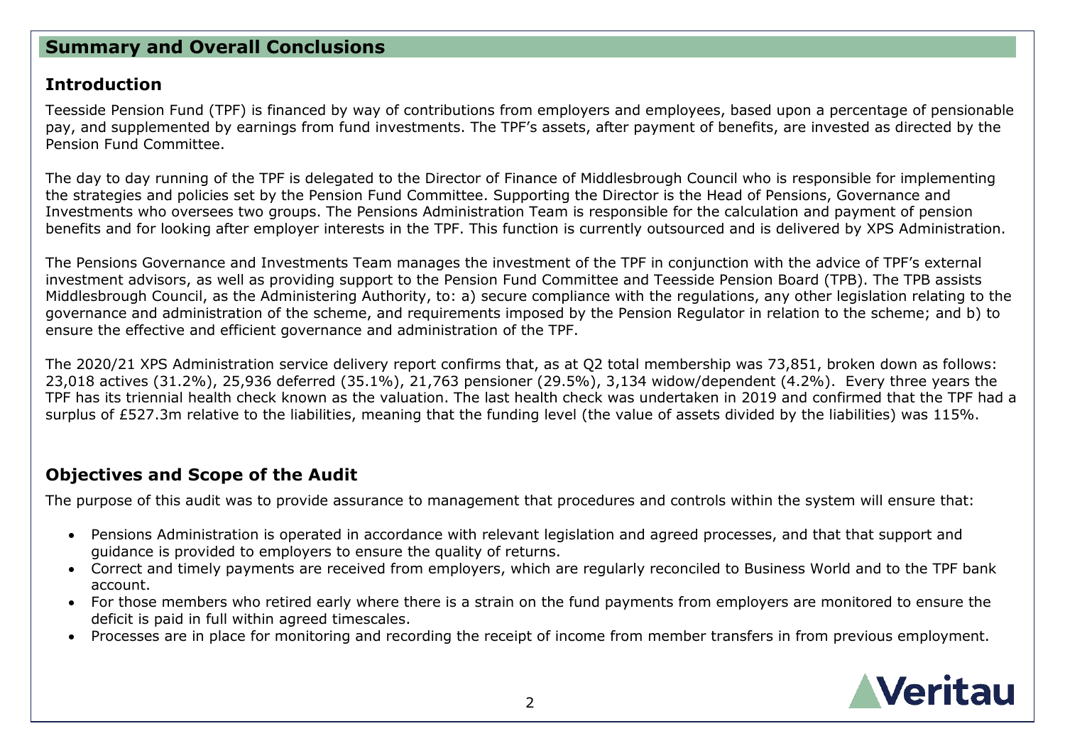## Summary and Overall Conclusions

### Introduction

Teesside Pension Fund (TPF) is financed by way of contributions from employers and employees, based upon a percentage of pensionable pay, and supplemented by earnings from fund investments. The TPF's assets, after payment of benefits, are invested as directed by the Pension Fund Committee.

The day to day running of the TPF is delegated to the Director of Finance of Middlesbrough Council who is responsible for implementing the strategies and policies set by the Pension Fund Committee. Supporting the Director is the Head of Pensions, Governance and Investments who oversees two groups. The Pensions Administration Team is responsible for the calculation and payment of pension benefits and for looking after employer interests in the TPF. This function is currently outsourced and is delivered by XPS Administration.

The Pensions Governance and Investments Team manages the investment of the TPF in conjunction with the advice of TPF's external investment advisors, as well as providing support to the Pension Fund Committee and Teesside Pension Board (TPB). The TPB assists Middlesbrough Council, as the Administering Authority, to: a) secure compliance with the regulations, any other legislation relating to the governance and administration of the scheme, and requirements imposed by the Pension Regulator in relation to the scheme; and b) to ensure the effective and efficient governance and administration of the TPF.

The 2020/21 XPS Administration service delivery report confirms that, as at Q2 total membership was 73,851, broken down as follows: 23,018 actives (31.2%), 25,936 deferred (35.1%), 21,763 pensioner (29.5%), 3,134 widow/dependent (4.2%). Every three years the TPF has its triennial health check known as the valuation. The last health check was undertaken in 2019 and confirmed that the TPF had a surplus of £527.3m relative to the liabilities, meaning that the funding level (the value of assets divided by the liabilities) was 115%.

### Objectives and Scope of the Audit

The purpose of this audit was to provide assurance to management that procedures and controls within the system will ensure that:

- Pensions Administration is operated in accordance with relevant legislation and agreed processes, and that that support and guidance is provided to employers to ensure the quality of returns.
- Correct and timely payments are received from employers, which are regularly reconciled to Business World and to the TPF bank account.
- For those members who retired early where there is a strain on the fund payments from employers are monitored to ensure the deficit is paid in full within agreed timescales.
- Processes are in place for monitoring and recording the receipt of income from member transfers in from previous employment.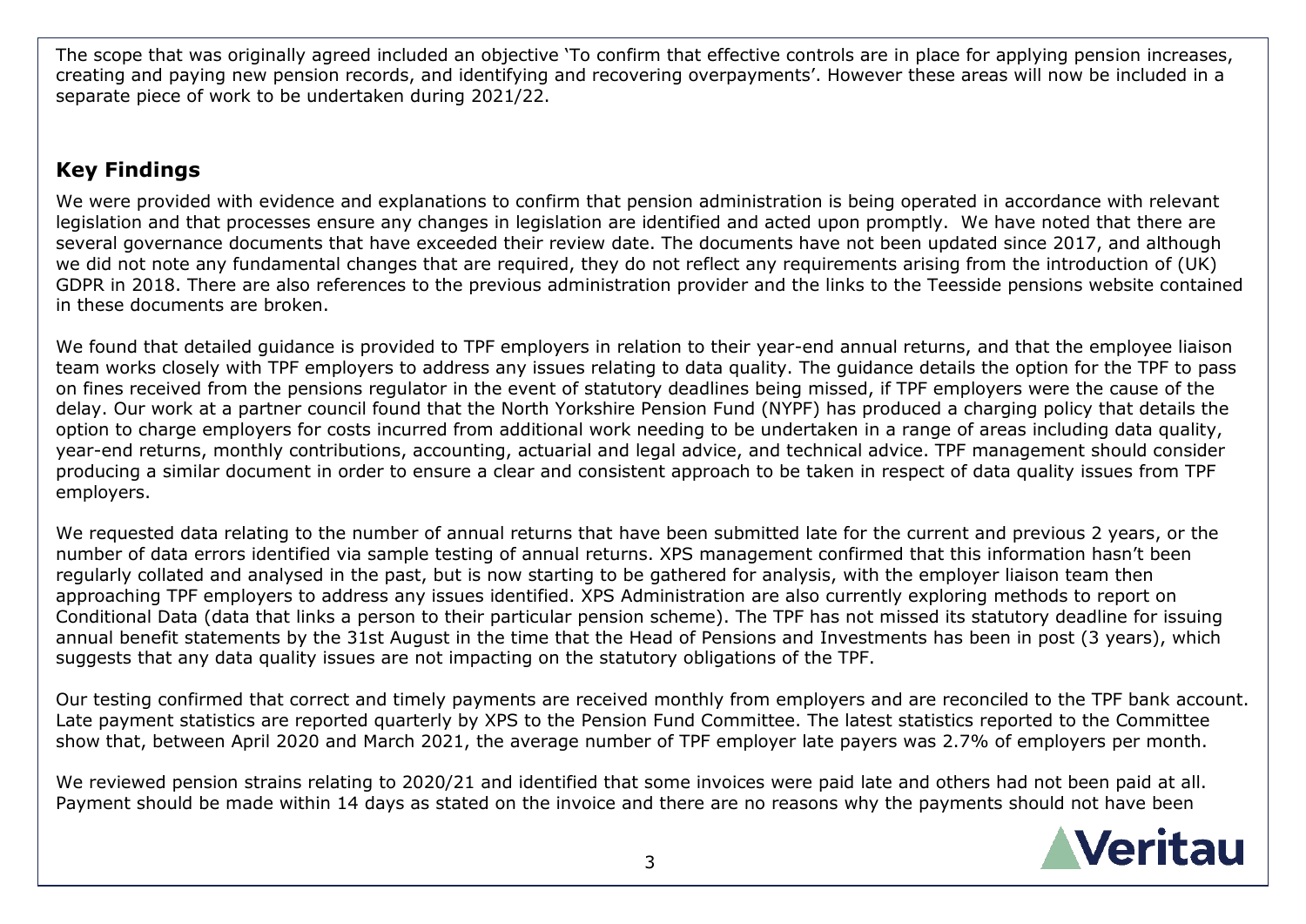The scope that was originally agreed included an objective 'To confirm that effective controls are in place for applying pension increases, creating and paying new pension records, and identifying and recovering overpayments'. However these areas will now be included in a separate piece of work to be undertaken during 2021/22.

## Key Findings

We were provided with evidence and explanations to confirm that pension administration is being operated in accordance with relevant legislation and that processes ensure any changes in legislation are identified and acted upon promptly. We have noted that there are several governance documents that have exceeded their review date. The documents have not been updated since 2017, and although we did not note any fundamental changes that are required, they do not reflect any requirements arising from the introduction of (UK) GDPR in 2018. There are also references to the previous administration provider and the links to the Teesside pensions website contained in these documents are broken.

We found that detailed guidance is provided to TPF employers in relation to their year-end annual returns, and that the employee liaison team works closely with TPF employers to address any issues relating to data quality. The guidance details the option for the TPF to pass on fines received from the pensions regulator in the event of statutory deadlines being missed, if TPF employers were the cause of the delay. Our work at a partner council found that the North Yorkshire Pension Fund (NYPF) has produced a charging policy that details the option to charge employers for costs incurred from additional work needing to be undertaken in a range of areas including data quality, year-end returns, monthly contributions, accounting, actuarial and legal advice, and technical advice. TPF management should consider producing a similar document in order to ensure a clear and consistent approach to be taken in respect of data quality issues from TPF employers.

We requested data relating to the number of annual returns that have been submitted late for the current and previous 2 years, or the number of data errors identified via sample testing of annual returns. XPS management confirmed that this information hasn't been regularly collated and analysed in the past, but is now starting to be gathered for analysis, with the employer liaison team then approaching TPF employers to address any issues identified. XPS Administration are also currently exploring methods to report on Conditional Data (data that links a person to their particular pension scheme). The TPF has not missed its statutory deadline for issuing annual benefit statements by the 31st August in the time that the Head of Pensions and Investments has been in post (3 years), which suggests that any data quality issues are not impacting on the statutory obligations of the TPF.

Our testing confirmed that correct and timely payments are received monthly from employers and are reconciled to the TPF bank account. Late payment statistics are reported quarterly by XPS to the Pension Fund Committee. The latest statistics reported to the Committee show that, between April 2020 and March 2021, the average number of TPF employer late payers was 2.7% of employers per month.

We reviewed pension strains relating to 2020/21 and identified that some invoices were paid late and others had not been paid at all. Payment should be made within 14 days as stated on the invoice and there are no reasons why the payments should not have been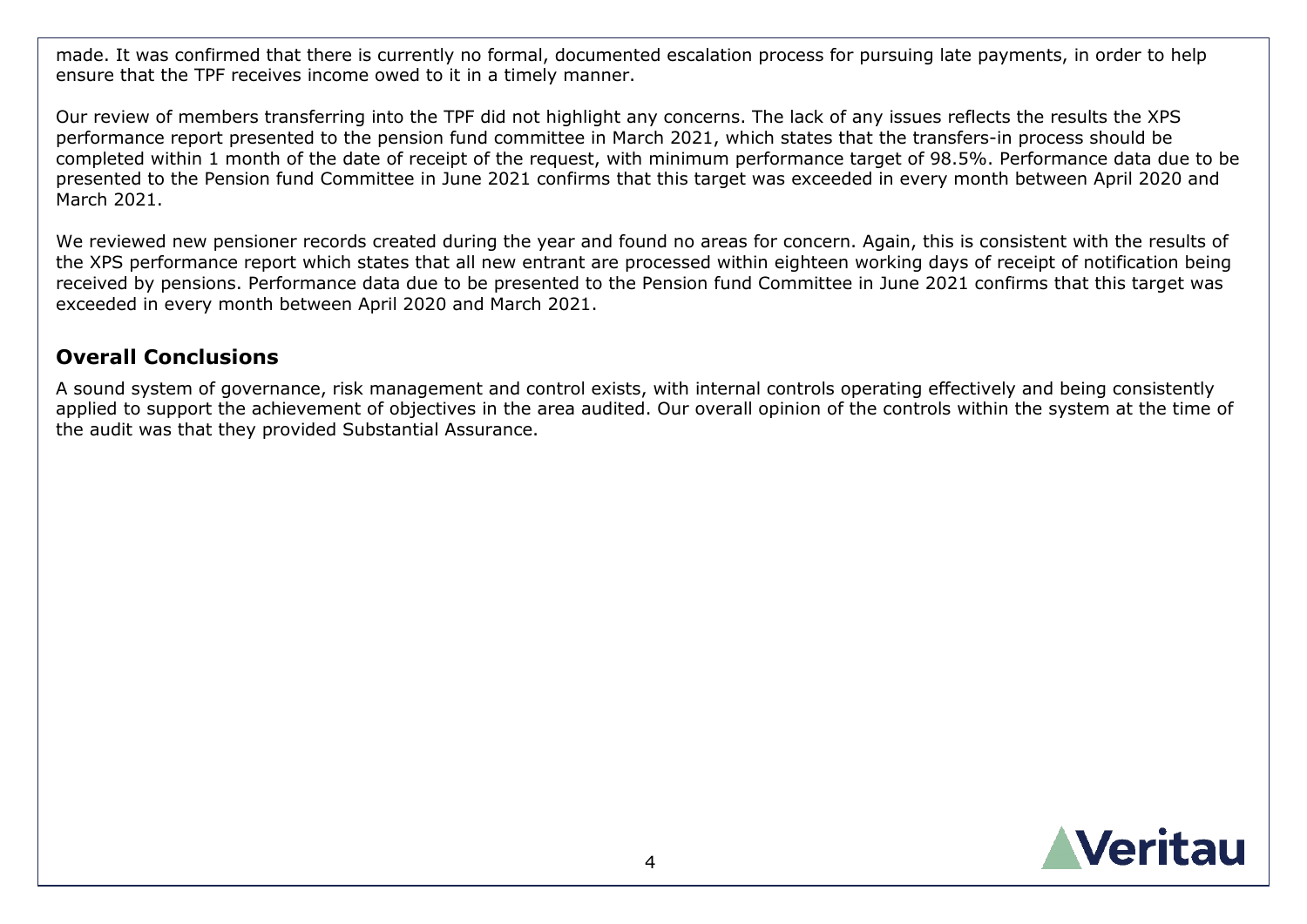made. It was confirmed that there is currently no formal, documented escalation process for pursuing late payments, in order to help ensure that the TPF receives income owed to it in a timely manner.

Our review of members transferring into the TPF did not highlight any concerns. The lack of any issues reflects the results the XPS performance report presented to the pension fund committee in March 2021, which states that the transfers-in process should be completed within 1 month of the date of receipt of the request, with minimum performance target of 98.5%. Performance data due to be presented to the Pension fund Committee in June 2021 confirms that this target was exceeded in every month between April 2020 and March 2021.

We reviewed new pensioner records created during the year and found no areas for concern. Again, this is consistent with the results of the XPS performance report which states that all new entrant are processed within eighteen working days of receipt of notification being received by pensions. Performance data due to be presented to the Pension fund Committee in June 2021 confirms that this target was exceeded in every month between April 2020 and March 2021.

## Overall Conclusions

A sound system of governance, risk management and control exists, with internal controls operating effectively and being consistently applied to support the achievement of objectives in the area audited. Our overall opinion of the controls within the system at the time of the audit was that they provided Substantial Assurance.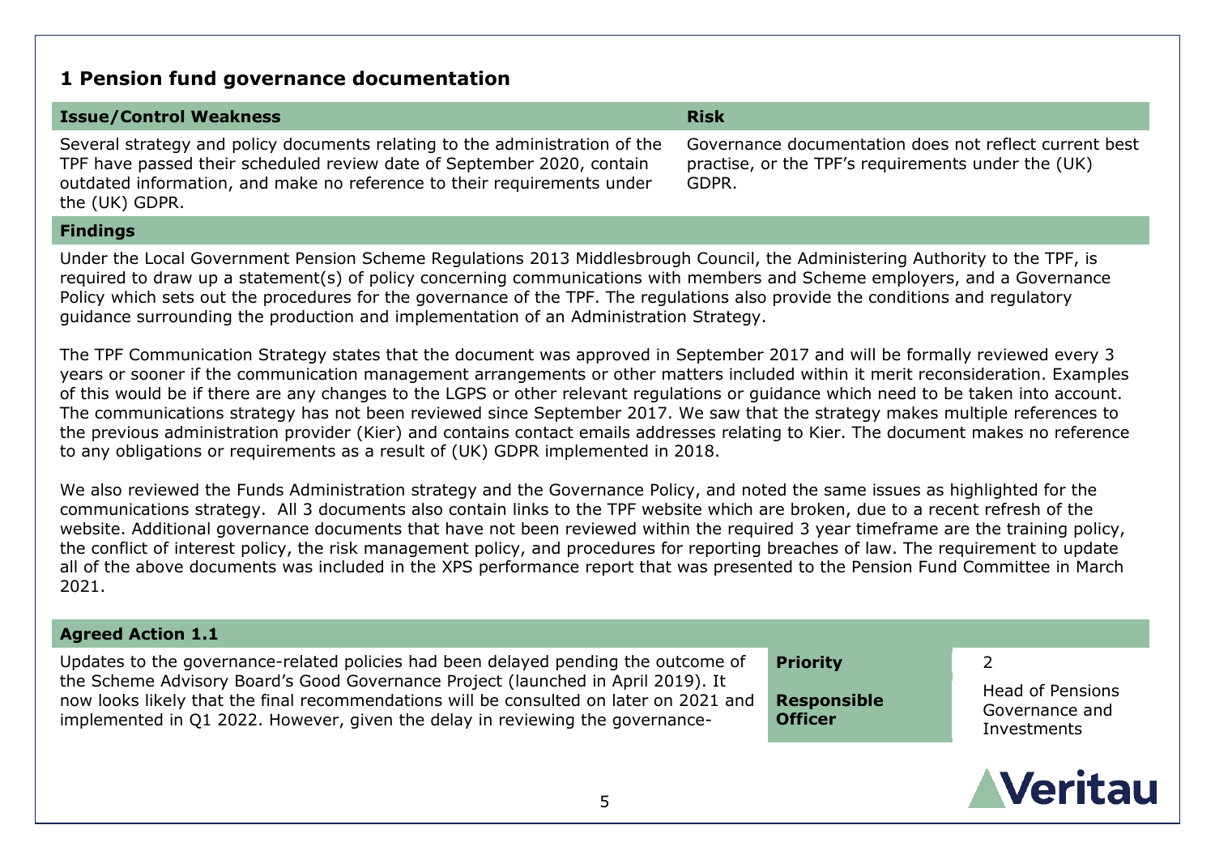## 1 Pension fund governance documentation

| Issue/Control Weakness | Risk |
| --- | --- |
| Several strategy and policy documents relating to the administration of the TPF have passed their scheduled review date of September 2020, contain outdated information, and make no reference to their requirements under the (UK) GDPR. | Governance documentation does not reflect current best practise, or the TPF's requirements under the (UK) GDPR. |

**Findings**

Under the Local Government Pension Scheme Regulations 2013 Middlesbrough Council, the Administering Authority to the TPF, is required to draw up a statement(s) of policy concerning communications with members and Scheme employers, and a Governance Policy which sets out the procedures for the governance of the TPF. The regulations also provide the conditions and regulatory guidance surrounding the production and implementation of an Administration Strategy.

The TPF Communication Strategy states that the document was approved in September 2017 and will be formally reviewed every 3 years or sooner if the communication management arrangements or other matters included within it merit reconsideration. Examples of this would be if there are any changes to the LGPS or other relevant regulations or guidance which need to be taken into account. The communications strategy has not been reviewed since September 2017. We saw that the strategy makes multiple references to the previous administration provider (Kier) and contains contact emails addresses relating to Kier. The document makes no reference to any obligations or requirements as a result of (UK) GDPR implemented in 2018.

We also reviewed the Funds Administration strategy and the Governance Policy, and noted the same issues as highlighted for the communications strategy. All 3 documents also contain links to the TPF website which are broken, due to a recent refresh of the website. Additional governance documents that have not been reviewed within the required 3 year timeframe are the training policy, the conflict of interest policy, the risk management policy, and procedures for reporting breaches of law. The requirement to update all of the above documents was included in the XPS performance report that was presented to the Pension Fund Committee in March 2021.

**Agreed Action 1.1**

| | | |
| --- | --- | --- |
| Updates to the governance-related policies had been delayed pending the outcome of the Scheme Advisory Board's Good Governance Project (launched in April 2019). It now looks likely that the final recommendations will be consulted on later on 2021 and implemented in Q1 2022. However, given the delay in reviewing the governance- | **Priority** | 2 |
| | **Responsible Officer** | Head of Pensions Governance and Investments |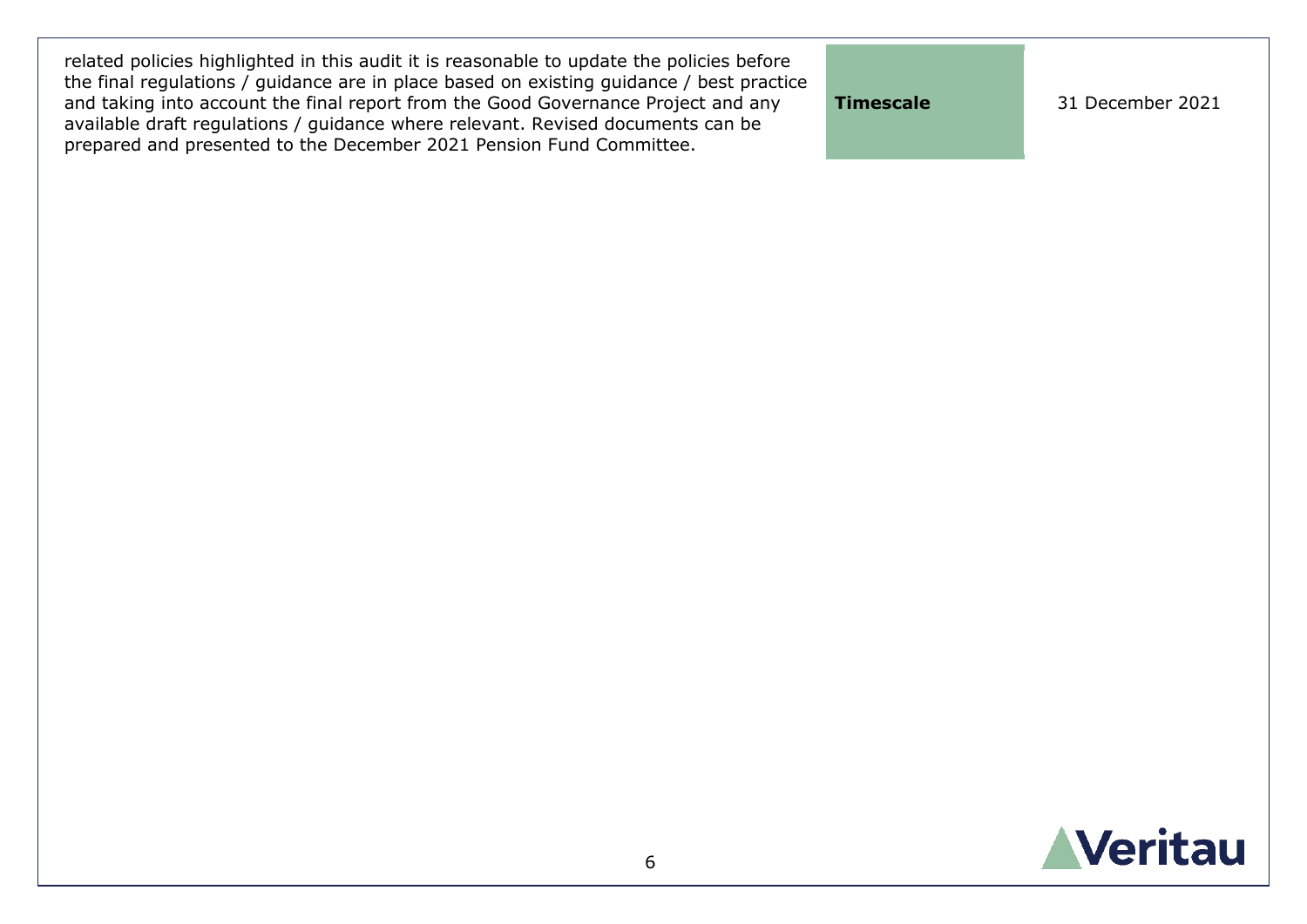| | | |
|---|---|---|
| related policies highlighted in this audit it is reasonable to update the policies before the final regulations / guidance are in place based on existing guidance / best practice and taking into account the final report from the Good Governance Project and any available draft regulations / guidance where relevant. Revised documents can be prepared and presented to the December 2021 Pension Fund Committee. | **Timescale** | 31 December 2021 |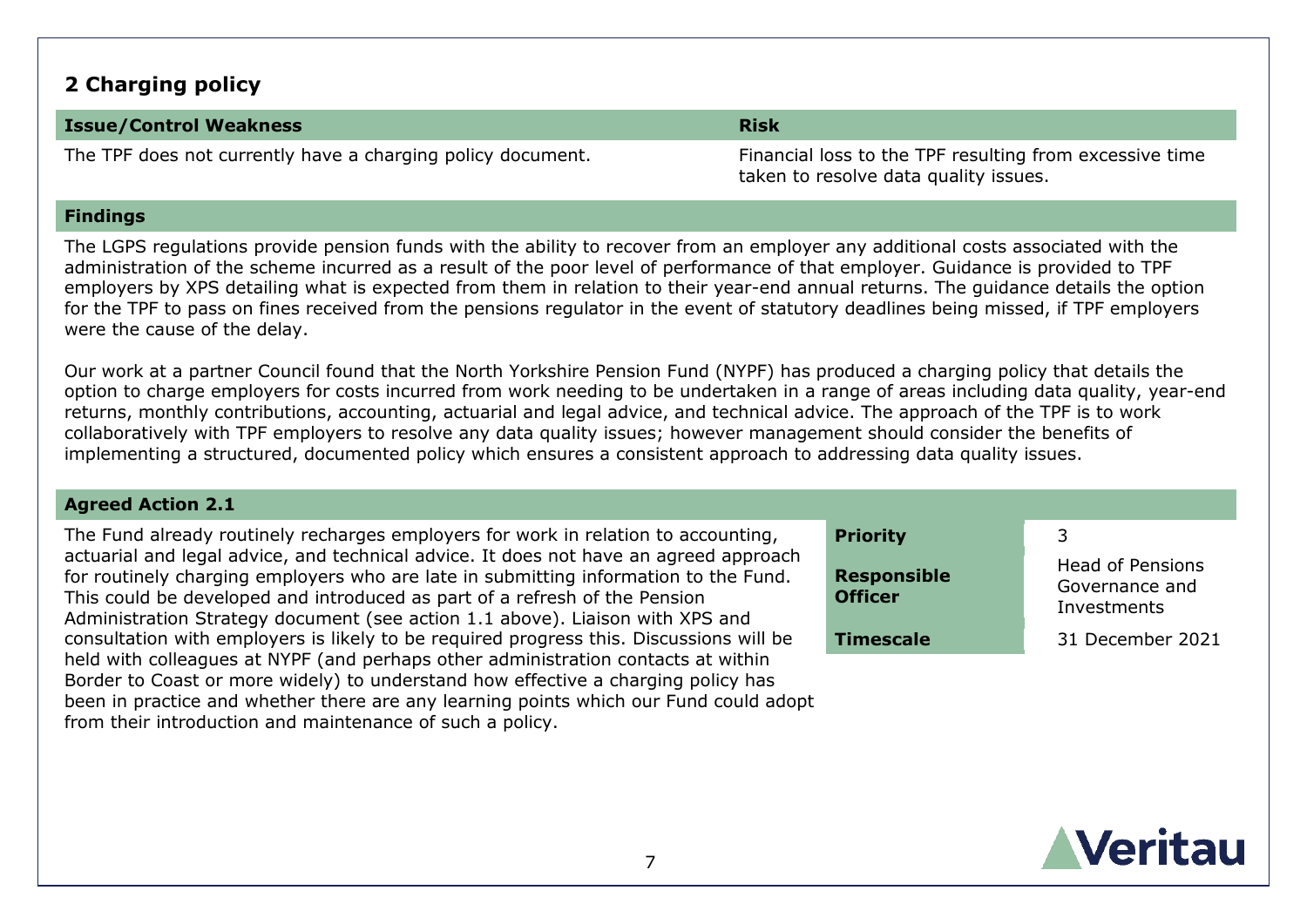## 2 Charging policy

| Issue/Control Weakness | Risk |
|---|---|
| The TPF does not currently have a charging policy document. | Financial loss to the TPF resulting from excessive time taken to resolve data quality issues. |

**Findings**

The LGPS regulations provide pension funds with the ability to recover from an employer any additional costs associated with the administration of the scheme incurred as a result of the poor level of performance of that employer. Guidance is provided to TPF employers by XPS detailing what is expected from them in relation to their year-end annual returns. The guidance details the option for the TPF to pass on fines received from the pensions regulator in the event of statutory deadlines being missed, if TPF employers were the cause of the delay.

Our work at a partner Council found that the North Yorkshire Pension Fund (NYPF) has produced a charging policy that details the option to charge employers for costs incurred from work needing to be undertaken in a range of areas including data quality, year-end returns, monthly contributions, accounting, actuarial and legal advice, and technical advice. The approach of the TPF is to work collaboratively with TPF employers to resolve any data quality issues; however management should consider the benefits of implementing a structured, documented policy which ensures a consistent approach to addressing data quality issues.

**Agreed Action 2.1**

The Fund already routinely recharges employers for work in relation to accounting, actuarial and legal advice, and technical advice. It does not have an agreed approach for routinely charging employers who are late in submitting information to the Fund. This could be developed and introduced as part of a refresh of the Pension Administration Strategy document (see action 1.1 above). Liaison with XPS and consultation with employers is likely to be required progress this. Discussions will be held with colleagues at NYPF (and perhaps other administration contacts at within Border to Coast or more widely) to understand how effective a charging policy has been in practice and whether there are any learning points which our Fund could adopt from their introduction and maintenance of such a policy.

| | |
|---|---|
| **Priority** | 3 |
| **Responsible Officer** | Head of Pensions Governance and Investments |
| **Timescale** | 31 December 2021 |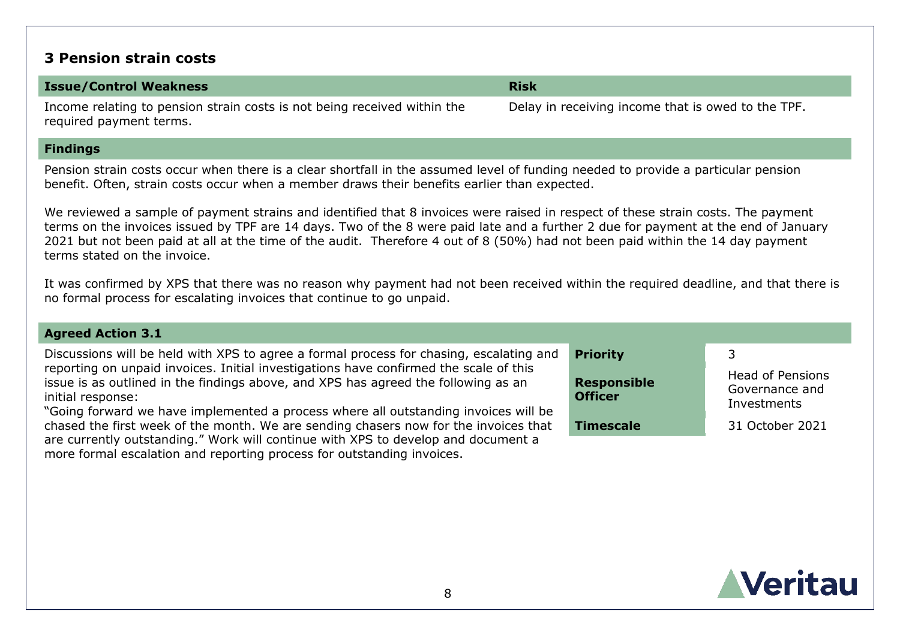## 3 Pension strain costs

| Issue/Control Weakness | Risk |
|---|---|
| Income relating to pension strain costs is not being received within the required payment terms. | Delay in receiving income that is owed to the TPF. |

**Findings**

Pension strain costs occur when there is a clear shortfall in the assumed level of funding needed to provide a particular pension benefit. Often, strain costs occur when a member draws their benefits earlier than expected.

We reviewed a sample of payment strains and identified that 8 invoices were raised in respect of these strain costs. The payment terms on the invoices issued by TPF are 14 days. Two of the 8 were paid late and a further 2 due for payment at the end of January 2021 but not been paid at all at the time of the audit. Therefore 4 out of 8 (50%) had not been paid within the 14 day payment terms stated on the invoice.

It was confirmed by XPS that there was no reason why payment had not been received within the required deadline, and that there is no formal process for escalating invoices that continue to go unpaid.

**Agreed Action 3.1**

Discussions will be held with XPS to agree a formal process for chasing, escalating and reporting on unpaid invoices. Initial investigations have confirmed the scale of this issue is as outlined in the findings above, and XPS has agreed the following as an initial response:

"Going forward we have implemented a process where all outstanding invoices will be chased the first week of the month. We are sending chasers now for the invoices that are currently outstanding." Work will continue with XPS to develop and document a more formal escalation and reporting process for outstanding invoices.

| | |
|---|---|
| **Priority** | 3 |
| **Responsible Officer** | Head of Pensions Governance and Investments |
| **Timescale** | 31 October 2021 |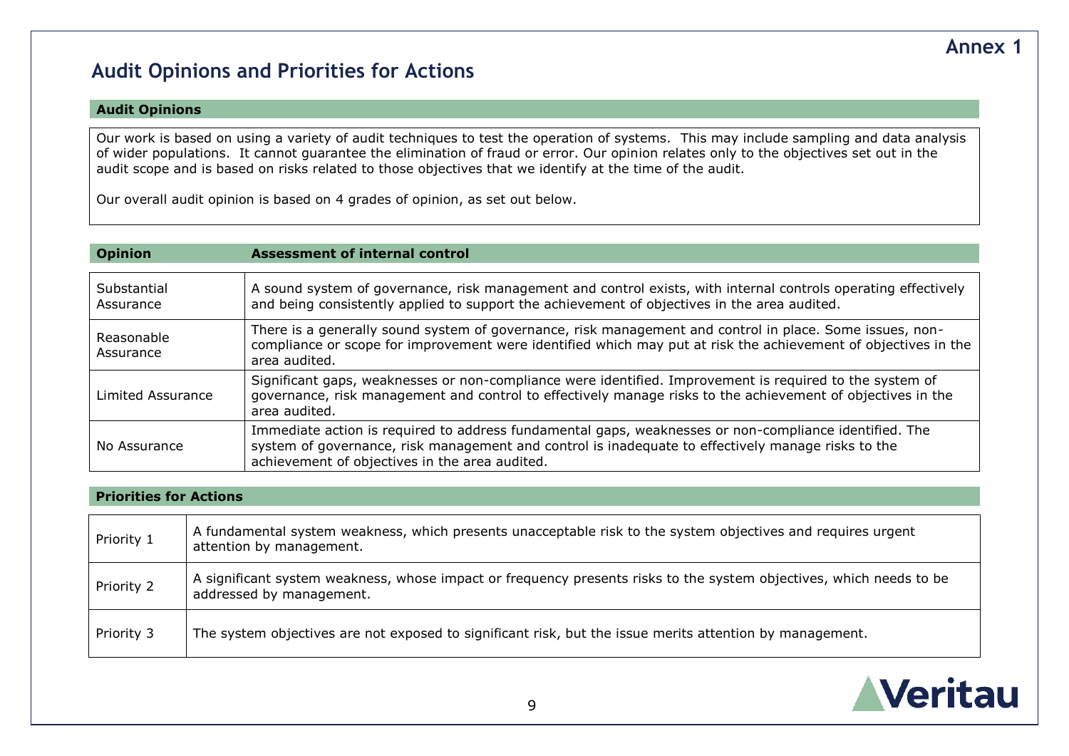**Annex 1**

# Audit Opinions and Priorities for Actions

## Audit Opinions

Our work is based on using a variety of audit techniques to test the operation of systems. This may include sampling and data analysis of wider populations. It cannot guarantee the elimination of fraud or error. Our opinion relates only to the objectives set out in the audit scope and is based on risks related to those objectives that we identify at the time of the audit.

Our overall audit opinion is based on 4 grades of opinion, as set out below.

| Opinion | Assessment of internal control |
| --- | --- |
| Substantial Assurance | A sound system of governance, risk management and control exists, with internal controls operating effectively and being consistently applied to support the achievement of objectives in the area audited. |
| Reasonable Assurance | There is a generally sound system of governance, risk management and control in place. Some issues, non-compliance or scope for improvement were identified which may put at risk the achievement of objectives in the area audited. |
| Limited Assurance | Significant gaps, weaknesses or non-compliance were identified. Improvement is required to the system of governance, risk management and control to effectively manage risks to the achievement of objectives in the area audited. |
| No Assurance | Immediate action is required to address fundamental gaps, weaknesses or non-compliance identified. The system of governance, risk management and control is inadequate to effectively manage risks to the achievement of objectives in the area audited. |

## Priorities for Actions

| Priority | Description |
| --- | --- |
| Priority 1 | A fundamental system weakness, which presents unacceptable risk to the system objectives and requires urgent attention by management. |
| Priority 2 | A significant system weakness, whose impact or frequency presents risks to the system objectives, which needs to be addressed by management. |
| Priority 3 | The system objectives are not exposed to significant risk, but the issue merits attention by management. |

Veritau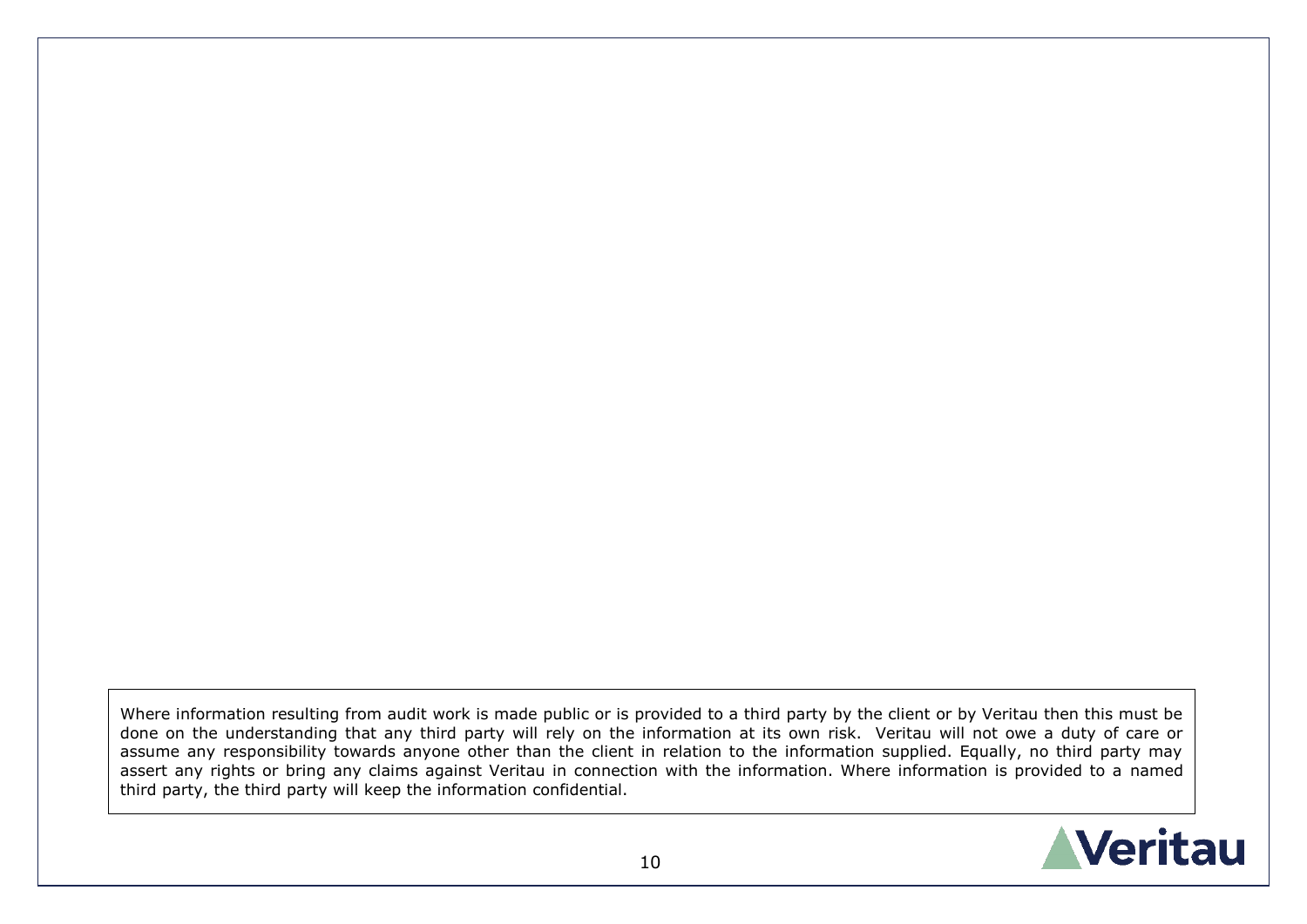Where information resulting from audit work is made public or is provided to a third party by the client or by Veritau then this must be done on the understanding that any third party will rely on the information at its own risk. Veritau will not owe a duty of care or assume any responsibility towards anyone other than the client in relation to the information supplied. Equally, no third party may assert any rights or bring any claims against Veritau in connection with the information. Where information is provided to a named third party, the third party will keep the information confidential.